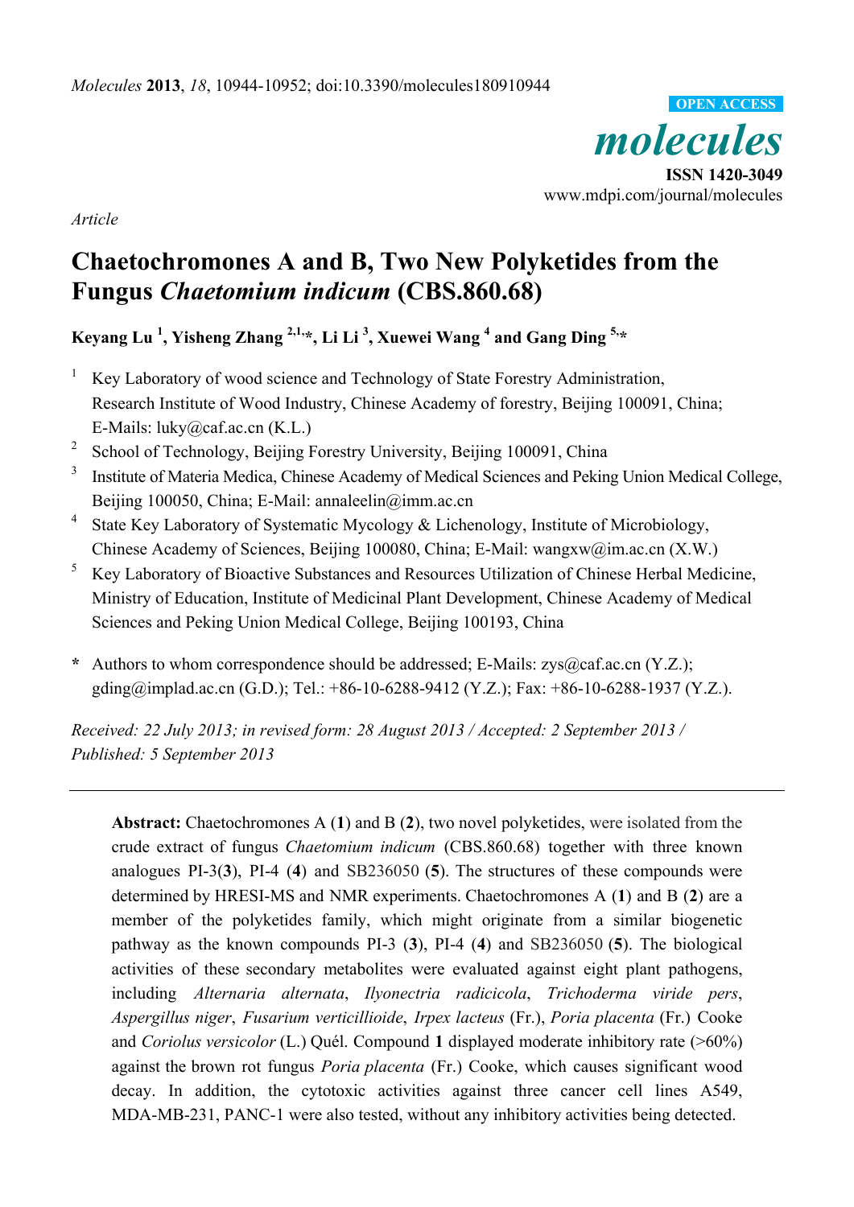*Article*

# Chaetochromones A and B, Two New Polyketides from the Fungus *Chaetomium indicum* (CBS.860.68)

**Keyang Lu [1], Yisheng Zhang [2,1,*], Li Li [3], Xuewei Wang [4] and Gang Ding [5,*]**

1. Key Laboratory of wood science and Technology of State Forestry Administration, Research Institute of Wood Industry, Chinese Academy of forestry, Beijing 100091, China; E-Mails: luky@caf.ac.cn (K.L.)
2. School of Technology, Beijing Forestry University, Beijing 100091, China
3. Institute of Materia Medica, Chinese Academy of Medical Sciences and Peking Union Medical College, Beijing 100050, China; E-Mail: annaleelin@imm.ac.cn
4. State Key Laboratory of Systematic Mycology & Lichenology, Institute of Microbiology, Chinese Academy of Sciences, Beijing 100080, China; E-Mail: wangxw@im.ac.cn (X.W.)
5. Key Laboratory of Bioactive Substances and Resources Utilization of Chinese Herbal Medicine, Ministry of Education, Institute of Medicinal Plant Development, Chinese Academy of Medical Sciences and Peking Union Medical College, Beijing 100193, China

\* Authors to whom correspondence should be addressed; E-Mails: zys@caf.ac.cn (Y.Z.); gding@implad.ac.cn (G.D.); Tel.: +86-10-6288-9412 (Y.Z.); Fax: +86-10-6288-1937 (Y.Z.).

*Received: 22 July 2013; in revised form: 28 August 2013 / Accepted: 2 September 2013 / Published: 5 September 2013*

---

**Abstract:** Chaetochromones A (**1**) and B (**2**), two novel polyketides, were isolated from the crude extract of fungus *Chaetomium indicum* (CBS.860.68) together with three known analogues PI-3(**3**), PI-4 (**4**) and SB236050 (**5**). The structures of these compounds were determined by HRESI-MS and NMR experiments. Chaetochromones A (**1**) and B (**2**) are a member of the polyketides family, which might originate from a similar biogenetic pathway as the known compounds PI-3 (**3**), PI-4 (**4**) and SB236050 (**5**). The biological activities of these secondary metabolites were evaluated against eight plant pathogens, including *Alternaria alternata*, *Ilyonectria radicicola*, *Trichoderma viride pers*, *Aspergillus niger*, *Fusarium verticillioide*, *Irpex lacteus* (Fr.), *Poria placenta* (Fr.) Cooke and *Coriolus versicolor* (L.) Quél. Compound **1** displayed moderate inhibitory rate (>60%) against the brown rot fungus *Poria placenta* (Fr.) Cooke, which causes significant wood decay. In addition, the cytotoxic activities against three cancer cell lines A549, MDA-MB-231, PANC-1 were also tested, without any inhibitory activities being detected.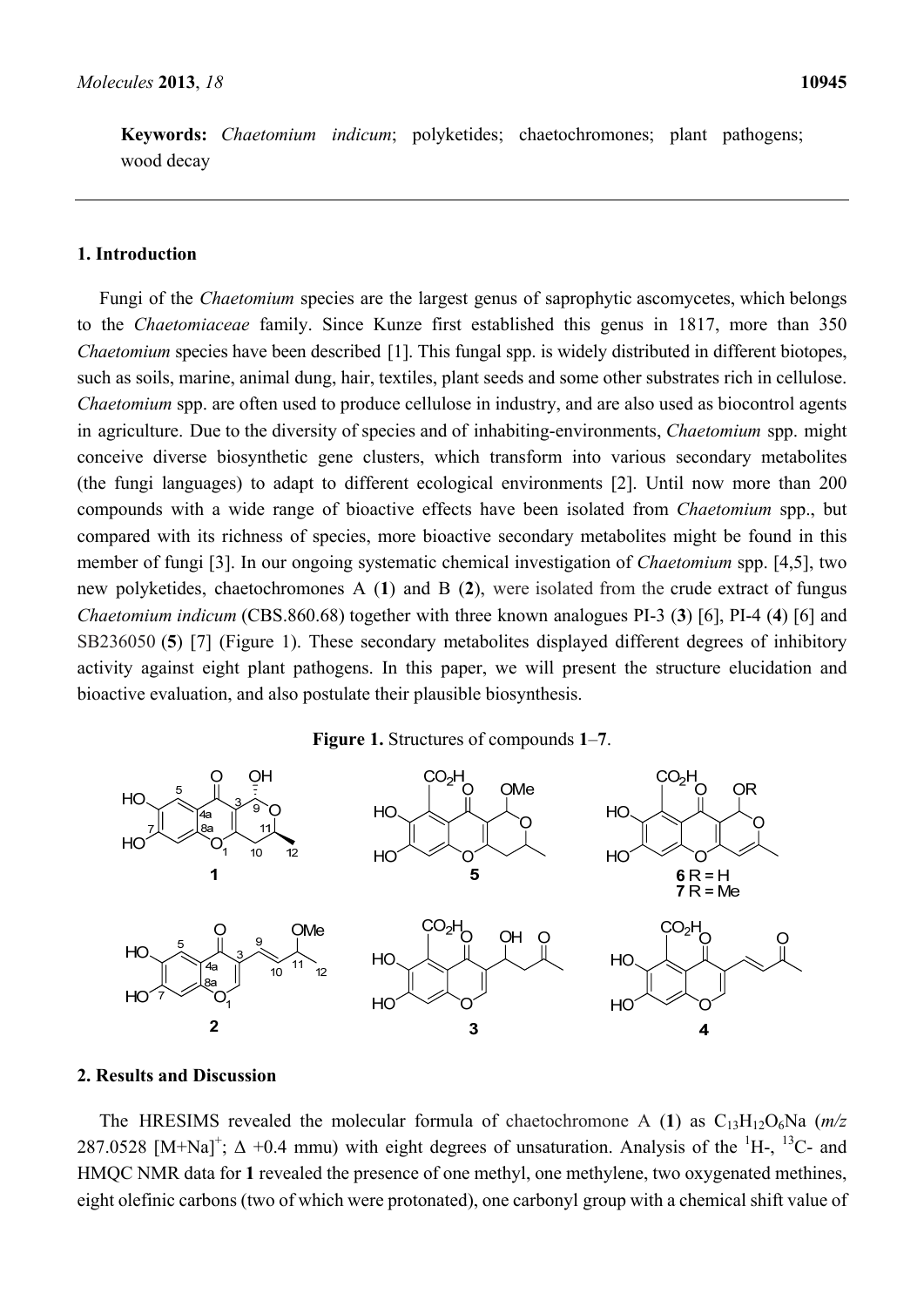**Keywords:** *Chaetomium indicum*; polyketides; chaetochromones; plant pathogens; wood decay

## 1. Introduction

Fungi of the *Chaetomium* species are the largest genus of saprophytic ascomycetes, which belongs to the *Chaetomiaceae* family. Since Kunze first established this genus in 1817, more than 350 *Chaetomium* species have been described [1]. This fungal spp. is widely distributed in different biotopes, such as soils, marine, animal dung, hair, textiles, plant seeds and some other substrates rich in cellulose. *Chaetomium* spp. are often used to produce cellulose in industry, and are also used as biocontrol agents in agriculture. Due to the diversity of species and of inhabiting-environments, *Chaetomium* spp. might conceive diverse biosynthetic gene clusters, which transform into various secondary metabolites (the fungi languages) to adapt to different ecological environments [2]. Until now more than 200 compounds with a wide range of bioactive effects have been isolated from *Chaetomium* spp., but compared with its richness of species, more bioactive secondary metabolites might be found in this member of fungi [3]. In our ongoing systematic chemical investigation of *Chaetomium* spp. [4,5], two new polyketides, chaetochromones A (**1**) and B (**2**), were isolated from the crude extract of fungus *Chaetomium indicum* (CBS.860.68) together with three known analogues PI-3 (**3**) [6], PI-4 (**4**) [6] and SB236050 (**5**) [7] (Figure 1). These secondary metabolites displayed different degrees of inhibitory activity against eight plant pathogens. In this paper, we will present the structure elucidation and bioactive evaluation, and also postulate their plausible biosynthesis.

**Figure 1.** Structures of compounds **1**–**7**.

## 2. Results and Discussion

The HRESIMS revealed the molecular formula of chaetochromone A (**1**) as $C_{13}H_{12}O_6Na$ (*m/z* 287.0528 $[M+Na]^+$; Δ +0.4 mmu) with eight degrees of unsaturation. Analysis of the $^1$H-, $^{13}$C- and HMQC NMR data for **1** revealed the presence of one methyl, one methylene, two oxygenated methines, eight olefinic carbons (two of which were protonated), one carbonyl group with a chemical shift value of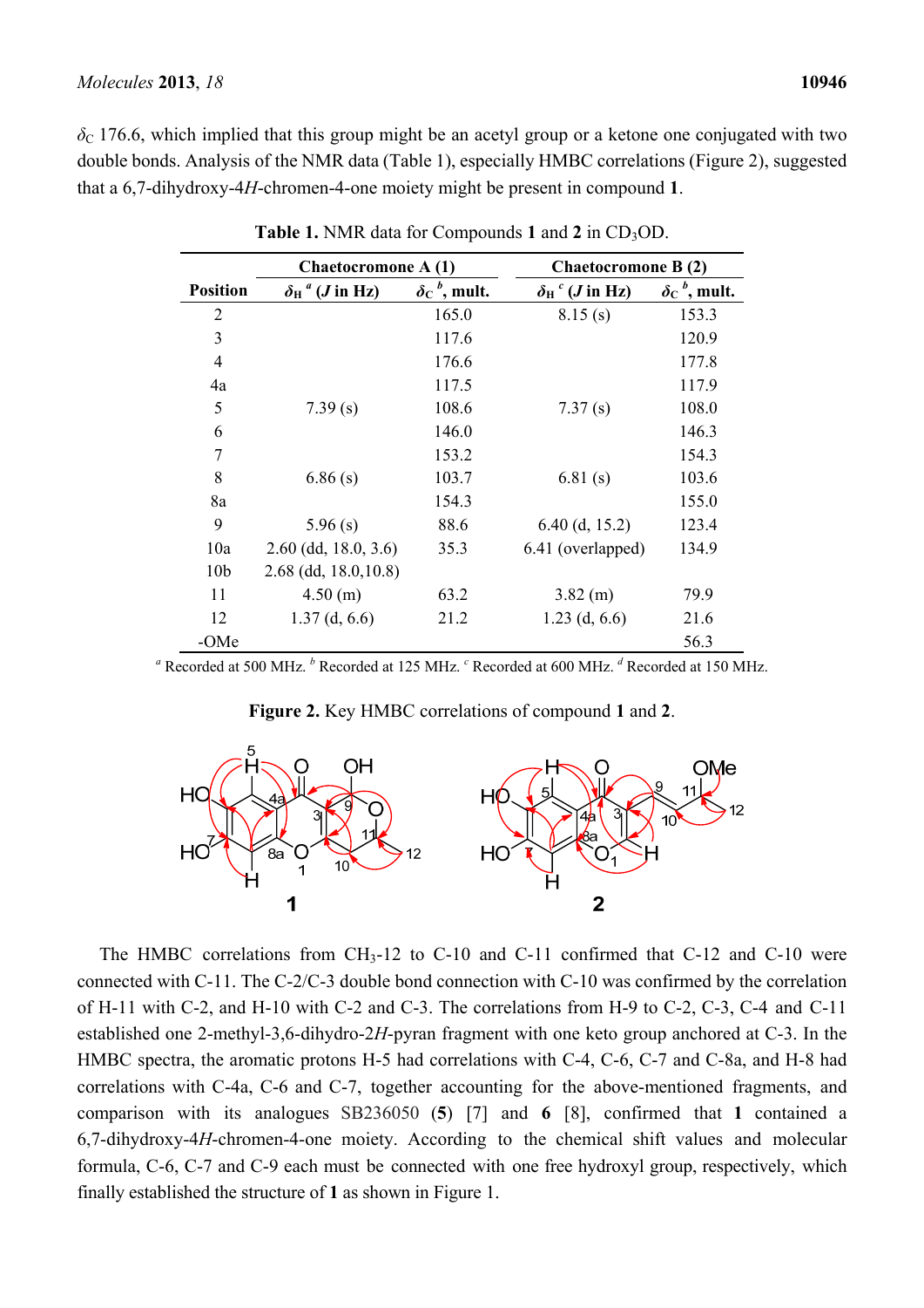$\delta_C$ 176.6, which implied that this group might be an acetyl group or a ketone one conjugated with two double bonds. Analysis of the NMR data (Table 1), especially HMBC correlations (Figure 2), suggested that a 6,7-dihydroxy-4*H*-chromen-4-one moiety might be present in compound **1**.

**Table 1.** NMR data for Compounds **1** and **2** in $CD_3OD$.

| Position | Chaetocromone A (1) | | Chaetocromone B (2) | |
|---|---|---|---|---|
| | $\delta_H$ [a] (*J* in Hz) | $\delta_C$ [b], mult. | $\delta_H$ [c] (*J* in Hz) | $\delta_C$ [b], mult. |
| 2 | | 165.0 | 8.15 (s) | 153.3 |
| 3 | | 117.6 | | 120.9 |
| 4 | | 176.6 | | 177.8 |
| 4a | | 117.5 | | 117.9 |
| 5 | 7.39 (s) | 108.6 | 7.37 (s) | 108.0 |
| 6 | | 146.0 | | 146.3 |
| 7 | | 153.2 | | 154.3 |
| 8 | 6.86 (s) | 103.7 | 6.81 (s) | 103.6 |
| 8a | | 154.3 | | 155.0 |
| 9 | 5.96 (s) | 88.6 | 6.40 (d, 15.2) | 123.4 |
| 10a | 2.60 (dd, 18.0, 3.6) | 35.3 | 6.41 (overlapped) | 134.9 |
| 10b | 2.68 (dd, 18.0,10.8) | | | |
| 11 | 4.50 (m) | 63.2 | 3.82 (m) | 79.9 |
| 12 | 1.37 (d, 6.6) | 21.2 | 1.23 (d, 6.6) | 21.6 |
| -OMe | | | | 56.3 |

[a] Recorded at 500 MHz. [b] Recorded at 125 MHz. [c] Recorded at 600 MHz. [d] Recorded at 150 MHz.

**Figure 2.** Key HMBC correlations of compound **1** and **2**.

The HMBC correlations from $CH_3$-12 to C-10 and C-11 confirmed that C-12 and C-10 were connected with C-11. The C-2/C-3 double bond connection with C-10 was confirmed by the correlation of H-11 with C-2, and H-10 with C-2 and C-3. The correlations from H-9 to C-2, C-3, C-4 and C-11 established one 2-methyl-3,6-dihydro-2*H*-pyran fragment with one keto group anchored at C-3. In the HMBC spectra, the aromatic protons H-5 had correlations with C-4, C-6, C-7 and C-8a, and H-8 had correlations with C-4a, C-6 and C-7, together accounting for the above-mentioned fragments, and comparison with its analogues SB236050 (**5**) [7] and **6** [8], confirmed that **1** contained a 6,7-dihydroxy-4*H*-chromen-4-one moiety. According to the chemical shift values and molecular formula, C-6, C-7 and C-9 each must be connected with one free hydroxyl group, respectively, which finally established the structure of **1** as shown in Figure 1.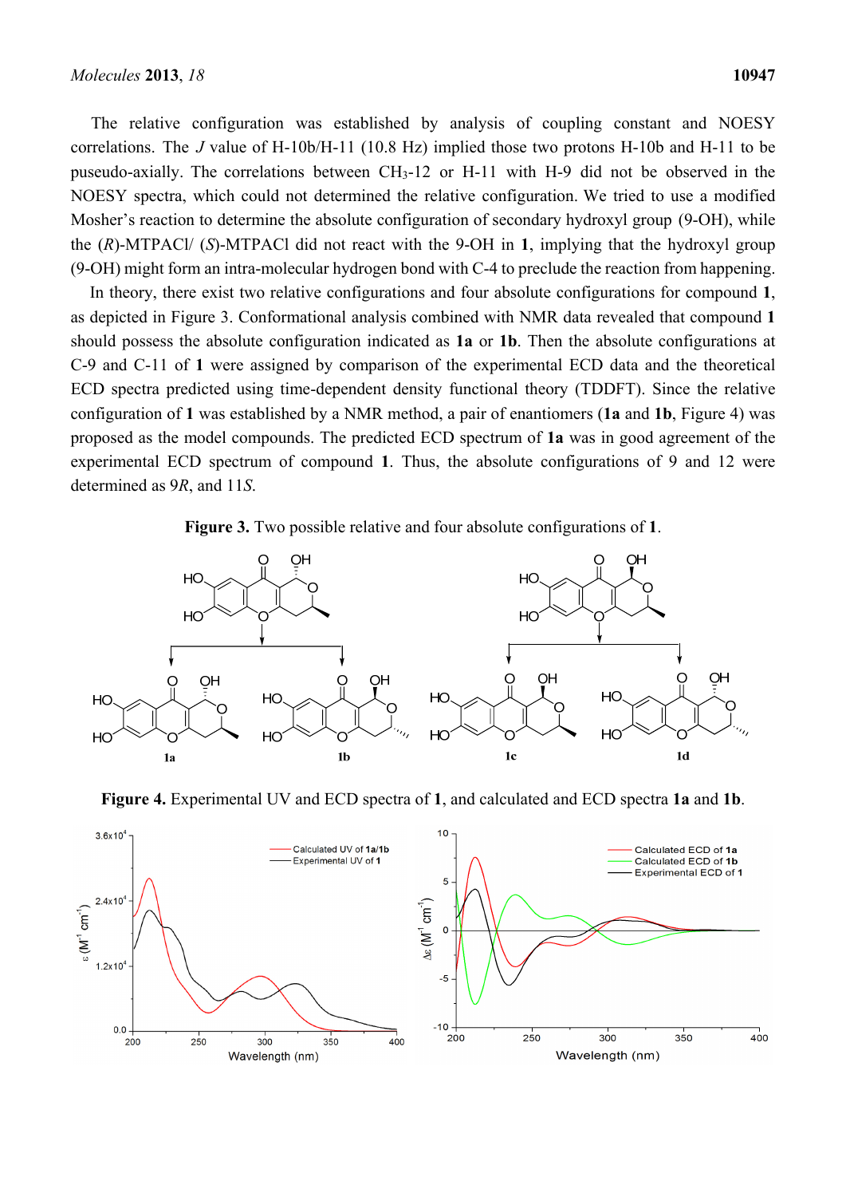The relative configuration was established by analysis of coupling constant and NOESY correlations. The *J* value of H-10b/H-11 (10.8 Hz) implied those two protons H-10b and H-11 to be puseudo-axially. The correlations between $CH_3$-12 or H-11 with H-9 did not be observed in the NOESY spectra, which could not determined the relative configuration. We tried to use a modified Mosher's reaction to determine the absolute configuration of secondary hydroxyl group (9-OH), while the (*R*)-MTPACl/ (*S*)-MTPACl did not react with the 9-OH in **1**, implying that the hydroxyl group (9-OH) might form an intra-molecular hydrogen bond with C-4 to preclude the reaction from happening.

In theory, there exist two relative configurations and four absolute configurations for compound **1**, as depicted in Figure 3. Conformational analysis combined with NMR data revealed that compound **1** should possess the absolute configuration indicated as **1a** or **1b**. Then the absolute configurations at C-9 and C-11 of **1** were assigned by comparison of the experimental ECD data and the theoretical ECD spectra predicted using time-dependent density functional theory (TDDFT). Since the relative configuration of **1** was established by a NMR method, a pair of enantiomers (**1a** and **1b**, Figure 4) was proposed as the model compounds. The predicted ECD spectrum of **1a** was in good agreement of the experimental ECD spectrum of compound **1**. Thus, the absolute configurations of 9 and 12 were determined as 9*R*, and 11*S*.

**Figure 3.** Two possible relative and four absolute configurations of **1**.

**Figure 4.** Experimental UV and ECD spectra of **1**, and calculated and ECD spectra **1a** and **1b**.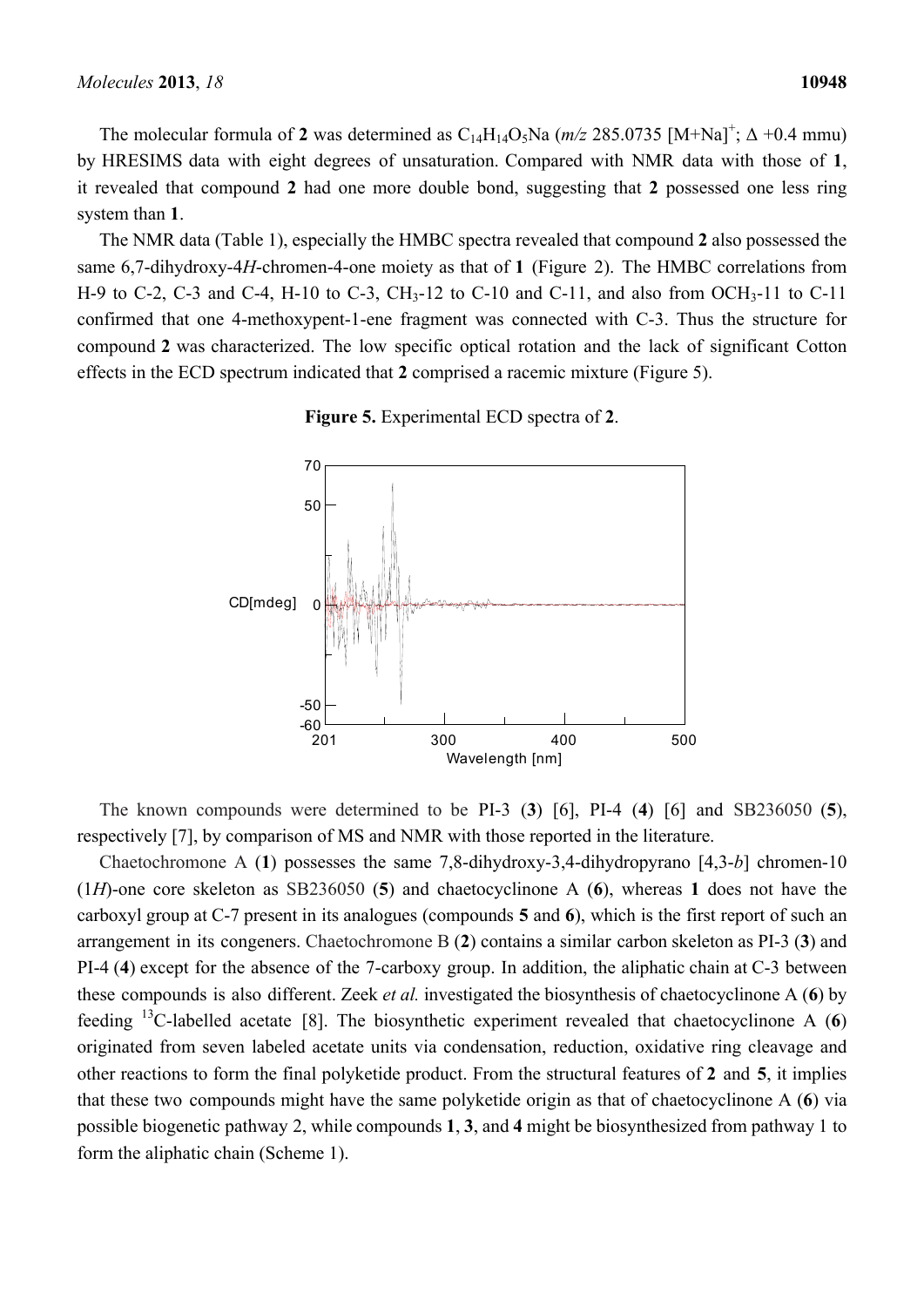The molecular formula of **2** was determined as $C_{14}H_{14}O_5Na$ (*m/z* 285.0735 $[M+Na]^+$; Δ +0.4 mmu) by HRESIMS data with eight degrees of unsaturation. Compared with NMR data with those of **1**, it revealed that compound **2** had one more double bond, suggesting that **2** possessed one less ring system than **1**.

The NMR data (Table 1), especially the HMBC spectra revealed that compound **2** also possessed the same 6,7-dihydroxy-4*H*-chromen-4-one moiety as that of **1** (Figure 2). The HMBC correlations from H-9 to C-2, C-3 and C-4, H-10 to C-3, $CH_3$-12 to C-10 and C-11, and also from $OCH_3$-11 to C-11 confirmed that one 4-methoxypent-1-ene fragment was connected with C-3. Thus the structure for compound **2** was characterized. The low specific optical rotation and the lack of significant Cotton effects in the ECD spectrum indicated that **2** comprised a racemic mixture (Figure 5).

**Figure 5.** Experimental ECD spectra of **2**.

The known compounds were determined to be PI-3 (**3**) [6], PI-4 (**4**) [6] and SB236050 (**5**), respectively [7], by comparison of MS and NMR with those reported in the literature.

Chaetochromone A (**1**) possesses the same 7,8-dihydroxy-3,4-dihydropyrano [4,3-*b*] chromen-10 (1*H*)-one core skeleton as SB236050 (**5**) and chaetocyclinone A (**6**), whereas **1** does not have the carboxyl group at C-7 present in its analogues (compounds **5** and **6**), which is the first report of such an arrangement in its congeners. Chaetochromone B (**2**) contains a similar carbon skeleton as PI-3 (**3**) and PI-4 (**4**) except for the absence of the 7-carboxy group. In addition, the aliphatic chain at C-3 between these compounds is also different. Zeek *et al.* investigated the biosynthesis of chaetocyclinone A (**6**) by feeding $^{13}C$-labelled acetate [8]. The biosynthetic experiment revealed that chaetocyclinone A (**6**) originated from seven labeled acetate units via condensation, reduction, oxidative ring cleavage and other reactions to form the final polyketide product. From the structural features of **2** and **5**, it implies that these two compounds might have the same polyketide origin as that of chaetocyclinone A (**6**) via possible biogenetic pathway 2, while compounds **1**, **3**, and **4** might be biosynthesized from pathway 1 to form the aliphatic chain (Scheme 1).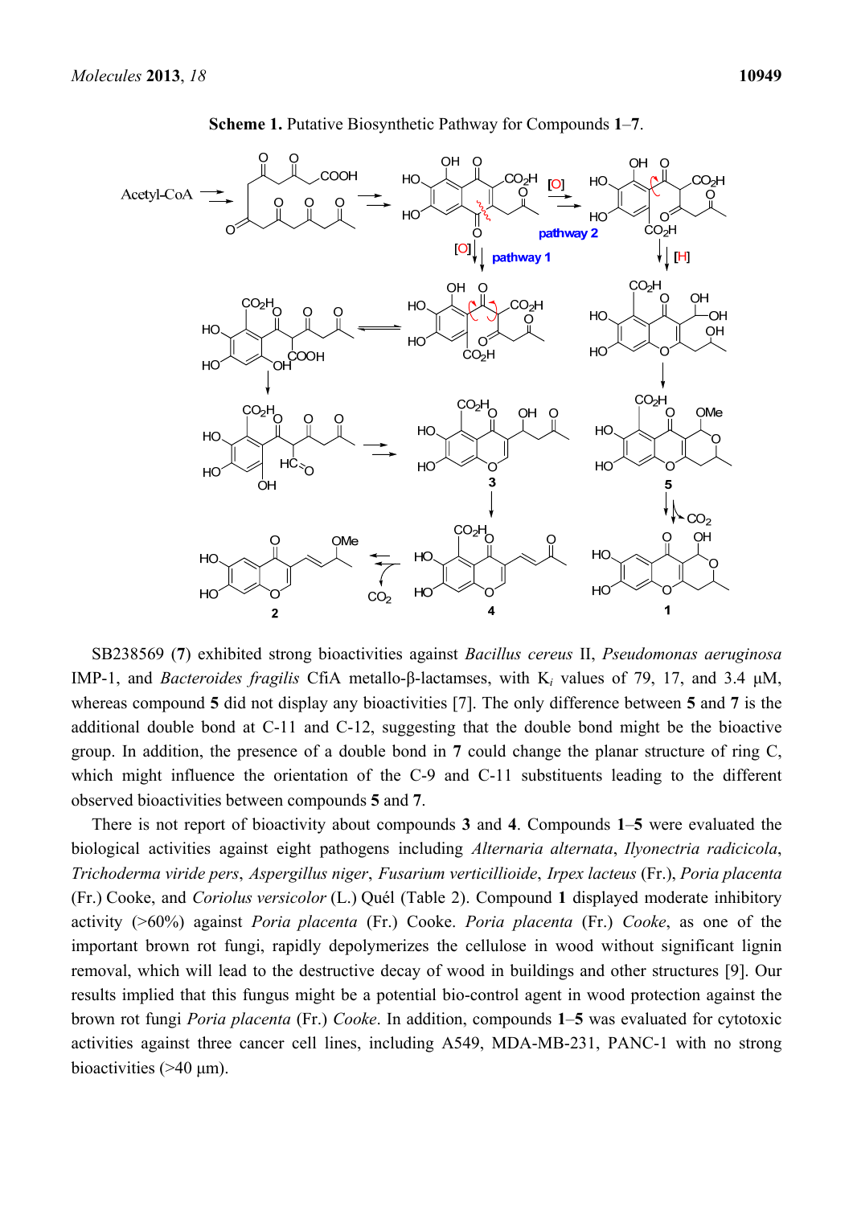**Scheme 1.** Putative Biosynthetic Pathway for Compounds **1**–**7**.

SB238569 (**7**) exhibited strong bioactivities against *Bacillus cereus* II, *Pseudomonas aeruginosa* IMP-1, and *Bacteroides fragilis* CfiA metallo-β-lactamses, with $K_i$ values of 79, 17, and 3.4 μM, whereas compound **5** did not display any bioactivities [7]. The only difference between **5** and **7** is the additional double bond at C-11 and C-12, suggesting that the double bond might be the bioactive group. In addition, the presence of a double bond in **7** could change the planar structure of ring C, which might influence the orientation of the C-9 and C-11 substituents leading to the different observed bioactivities between compounds **5** and **7**.

There is not report of bioactivity about compounds **3** and **4**. Compounds **1**–**5** were evaluated the biological activities against eight pathogens including *Alternaria alternata*, *Ilyonectria radicicola*, *Trichoderma viride pers*, *Aspergillus niger*, *Fusarium verticillioide*, *Irpex lacteus* (Fr.), *Poria placenta* (Fr.) Cooke, and *Coriolus versicolor* (L.) Quél (Table 2). Compound **1** displayed moderate inhibitory activity (>60%) against *Poria placenta* (Fr.) Cooke. *Poria placenta* (Fr.) *Cooke*, as one of the important brown rot fungi, rapidly depolymerizes the cellulose in wood without significant lignin removal, which will lead to the destructive decay of wood in buildings and other structures [9]. Our results implied that this fungus might be a potential bio-control agent in wood protection against the brown rot fungi *Poria placenta* (Fr.) *Cooke*. In addition, compounds **1**–**5** was evaluated for cytotoxic activities against three cancer cell lines, including A549, MDA-MB-231, PANC-1 with no strong bioactivities (>40 μm).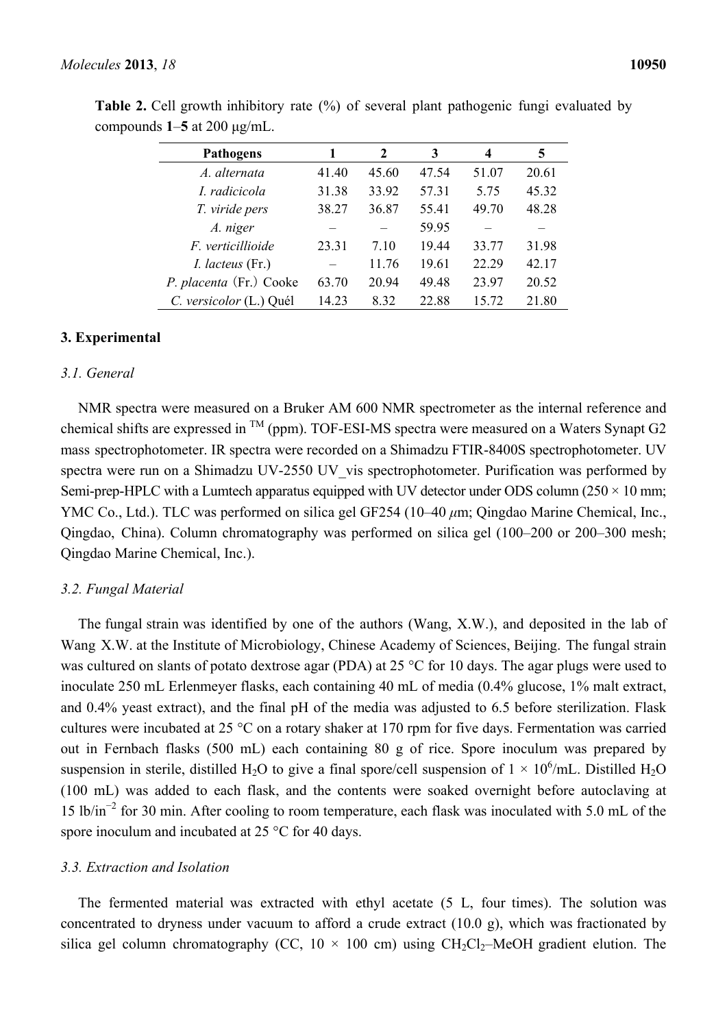**Table 2.** Cell growth inhibitory rate (%) of several plant pathogenic fungi evaluated by compounds **1**–**5** at 200 μg/mL.

| Pathogens | 1 | 2 | 3 | 4 | 5 |
|---|---|---|---|---|---|
| *A. alternata* | 41.40 | 45.60 | 47.54 | 51.07 | 20.61 |
| *I. radicicola* | 31.38 | 33.92 | 57.31 | 5.75 | 45.32 |
| *T. viride pers* | 38.27 | 36.87 | 55.41 | 49.70 | 48.28 |
| *A. niger* | – | – | 59.95 | – | – |
| *F. verticillioide* | 23.31 | 7.10 | 19.44 | 33.77 | 31.98 |
| *I. lacteus* (Fr.) | – | 11.76 | 19.61 | 22.29 | 42.17 |
| *P. placenta* (Fr.) Cooke | 63.70 | 20.94 | 49.48 | 23.97 | 20.52 |
| *C. versicolor* (L.) Quél | 14.23 | 8.32 | 22.88 | 15.72 | 21.80 |

## 3. Experimental

### 3.1. General

NMR spectra were measured on a Bruker AM 600 NMR spectrometer as the internal reference and chemical shifts are expressed in ™ (ppm). TOF-ESI-MS spectra were measured on a Waters Synapt G2 mass spectrophotometer. IR spectra were recorded on a Shimadzu FTIR-8400S spectrophotometer. UV spectra were run on a Shimadzu UV-2550 UV_vis spectrophotometer. Purification was performed by Semi-prep-HPLC with a Lumtech apparatus equipped with UV detector under ODS column (250 × 10 mm; YMC Co., Ltd.). TLC was performed on silica gel GF254 (10–40 *μ*m; Qingdao Marine Chemical, Inc., Qingdao, China). Column chromatography was performed on silica gel (100–200 or 200–300 mesh; Qingdao Marine Chemical, Inc.).

### 3.2. Fungal Material

The fungal strain was identified by one of the authors (Wang, X.W.), and deposited in the lab of Wang X.W. at the Institute of Microbiology, Chinese Academy of Sciences, Beijing. The fungal strain was cultured on slants of potato dextrose agar (PDA) at 25 °C for 10 days. The agar plugs were used to inoculate 250 mL Erlenmeyer flasks, each containing 40 mL of media (0.4% glucose, 1% malt extract, and 0.4% yeast extract), and the final pH of the media was adjusted to 6.5 before sterilization. Flask cultures were incubated at 25 °C on a rotary shaker at 170 rpm for five days. Fermentation was carried out in Fernbach flasks (500 mL) each containing 80 g of rice. Spore inoculum was prepared by suspension in sterile, distilled $H_2O$ to give a final spore/cell suspension of $1 \times 10^6$/mL. Distilled $H_2O$ (100 mL) was added to each flask, and the contents were soaked overnight before autoclaving at 15 $lb/in^{-2}$ for 30 min. After cooling to room temperature, each flask was inoculated with 5.0 mL of the spore inoculum and incubated at 25 °C for 40 days.

### 3.3. Extraction and Isolation

The fermented material was extracted with ethyl acetate (5 L, four times). The solution was concentrated to dryness under vacuum to afford a crude extract (10.0 g), which was fractionated by silica gel column chromatography (CC, 10 × 100 cm) using $CH_2Cl_2$–MeOH gradient elution. The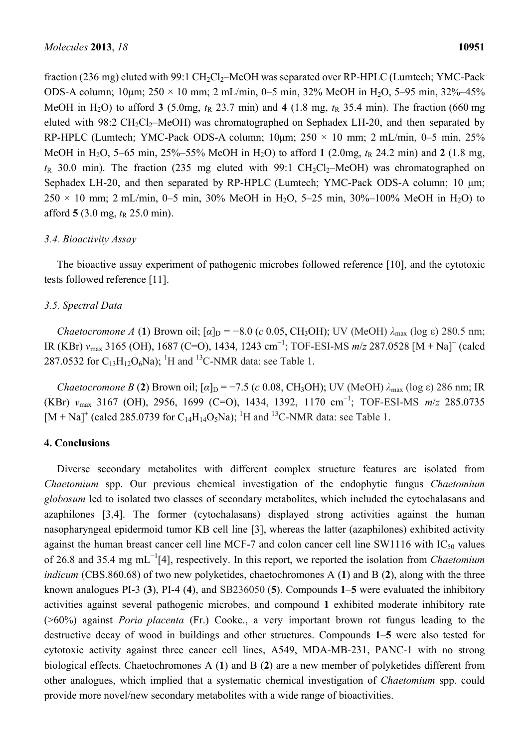fraction (236 mg) eluted with 99:1 $CH_2Cl_2$–MeOH was separated over RP-HPLC (Lumtech; YMC-Pack ODS-A column; 10μm; 250 × 10 mm; 2 mL/min, 0–5 min, 32% MeOH in $H_2O$, 5–95 min, 32%–45% MeOH in $H_2O$) to afford **3** (5.0mg, $t_R$ 23.7 min) and **4** (1.8 mg, $t_R$ 35.4 min). The fraction (660 mg eluted with 98:2 $CH_2Cl_2$–MeOH) was chromatographed on Sephadex LH-20, and then separated by RP-HPLC (Lumtech; YMC-Pack ODS-A column; 10μm; 250 × 10 mm; 2 mL/min, 0–5 min, 25% MeOH in $H_2O$, 5–65 min, 25%–55% MeOH in $H_2O$) to afford **1** (2.0mg, $t_R$ 24.2 min) and **2** (1.8 mg, $t_R$ 30.0 min). The fraction (235 mg eluted with 99:1 $CH_2Cl_2$–MeOH) was chromatographed on Sephadex LH-20, and then separated by RP-HPLC (Lumtech; YMC-Pack ODS-A column; 10 μm; 250 × 10 mm; 2 mL/min, 0–5 min, 30% MeOH in $H_2O$, 5–25 min, 30%–100% MeOH in $H_2O$) to afford **5** (3.0 mg, $t_R$ 25.0 min).

### *3.4. Bioactivity Assay*

The bioactive assay experiment of pathogenic microbes followed reference [10], and the cytotoxic tests followed reference [11].

### *3.5. Spectral Data*

*Chaetocromone A* (**1**) Brown oil; $[\alpha]_D = -8.0$ (*c* 0.05, $CH_3OH$); UV (MeOH) $\lambda_{max}$ (log ε) 280.5 nm; IR (KBr) $\nu_{max}$ 3165 (OH), 1687 (C=O), 1434, 1243 $cm^{-1}$; TOF-ESI-MS *m/z* 287.0528 $[M + Na]^+$ (calcd 287.0532 for $C_{13}H_{12}O_6Na$); $^1H$ and $^{13}C$-NMR data: see Table 1.

*Chaetocromone B* (**2**) Brown oil; $[\alpha]_D = -7.5$ (*c* 0.08, $CH_3OH$); UV (MeOH) $\lambda_{max}$ (log ε) 286 nm; IR (KBr) $\nu_{max}$ 3167 (OH), 2956, 1699 (C=O), 1434, 1392, 1170 $cm^{-1}$; TOF-ESI-MS *m/z* 285.0735 $[M + Na]^+$ (calcd 285.0739 for $C_{14}H_{14}O_5Na$); $^1H$ and $^{13}C$-NMR data: see Table 1.

## **4. Conclusions**

Diverse secondary metabolites with different complex structure features are isolated from *Chaetomium* spp. Our previous chemical investigation of the endophytic fungus *Chaetomium globosum* led to isolated two classes of secondary metabolites, which included the cytochalasans and azaphilones [3,4]. The former (cytochalasans) displayed strong activities against the human nasopharyngeal epidermoid tumor KB cell line [3], whereas the latter (azaphilones) exhibited activity against the human breast cancer cell line MCF-7 and colon cancer cell line SW1116 with $IC_{50}$ values of 26.8 and 35.4 mg $mL^{-1}$[4], respectively. In this report, we reported the isolation from *Chaetomium indicum* (CBS.860.68) of two new polyketides, chaetochromones A (**1**) and B (**2**), along with the three known analogues PI-3 (**3**), PI-4 (**4**), and SB236050 (**5**). Compounds **1**–**5** were evaluated the inhibitory activities against several pathogenic microbes, and compound **1** exhibited moderate inhibitory rate (>60%) against *Poria placenta* (Fr.) Cooke., a very important brown rot fungus leading to the destructive decay of wood in buildings and other structures. Compounds **1**–**5** were also tested for cytotoxic activity against three cancer cell lines, A549, MDA-MB-231, PANC-1 with no strong biological effects. Chaetochromones A (**1**) and B (**2**) are a new member of polyketides different from other analogues, which implied that a systematic chemical investigation of *Chaetomium* spp. could provide more novel/new secondary metabolites with a wide range of bioactivities.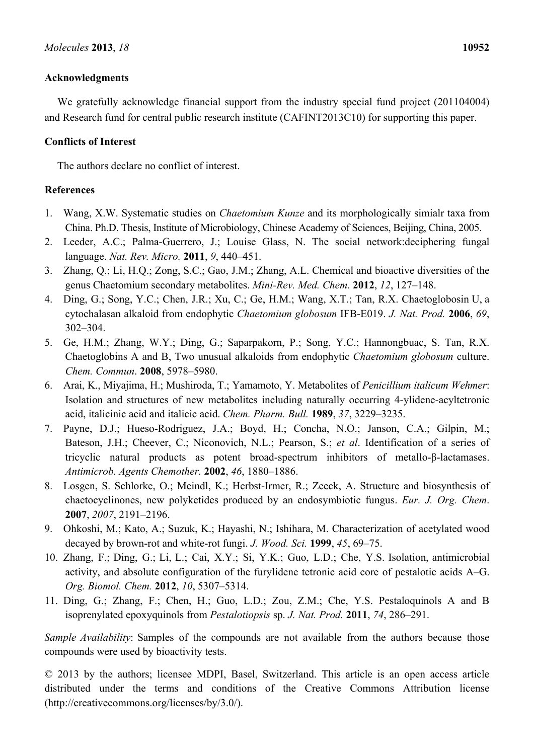## Acknowledgments

We gratefully acknowledge financial support from the industry special fund project (201104004) and Research fund for central public research institute (CAFINT2013C10) for supporting this paper.

## Conflicts of Interest

The authors declare no conflict of interest.

## References

1. Wang, X.W. Systematic studies on *Chaetomium Kunze* and its morphologically simialr taxa from China. Ph.D. Thesis, Institute of Microbiology, Chinese Academy of Sciences, Beijing, China, 2005.
2. Leeder, A.C.; Palma-Guerrero, J.; Louise Glass, N. The social network:deciphering fungal language. *Nat. Rev. Micro.* **2011**, *9*, 440–451.
3. Zhang, Q.; Li, H.Q.; Zong, S.C.; Gao, J.M.; Zhang, A.L. Chemical and bioactive diversities of the genus Chaetomium secondary metabolites. *Mini-Rev. Med. Chem*. **2012**, *12*, 127–148.
4. Ding, G.; Song, Y.C.; Chen, J.R.; Xu, C.; Ge, H.M.; Wang, X.T.; Tan, R.X. Chaetoglobosin U, a cytochalasan alkaloid from endophytic *Chaetomium globosum* IFB-E019. *J. Nat. Prod.* **2006**, *69*, 302–304.
5. Ge, H.M.; Zhang, W.Y.; Ding, G.; Saparpakorn, P.; Song, Y.C.; Hannongbuac, S. Tan, R.X. Chaetoglobins A and B, Two unusual alkaloids from endophytic *Chaetomium globosum* culture. *Chem. Commun*. **2008**, 5978–5980.
6. Arai, K., Miyajima, H.; Mushiroda, T.; Yamamoto, Y. Metabolites of *Penicillium italicum Wehmer*: Isolation and structures of new metabolites including naturally occurring 4-ylidene-acyltetronic acid, italicinic acid and italicic acid. *Chem. Pharm. Bull.* **1989**, *37*, 3229–3235.
7. Payne, D.J.; Hueso-Rodriguez, J.A.; Boyd, H.; Concha, N.O.; Janson, C.A.; Gilpin, M.; Bateson, J.H.; Cheever, C.; Niconovich, N.L.; Pearson, S.; *et al*. Identification of a series of tricyclic natural products as potent broad-spectrum inhibitors of metallo-β-lactamases. *Antimicrob. Agents Chemother.* **2002**, *46*, 1880–1886.
8. Losgen, S. Schlorke, O.; Meindl, K.; Herbst-Irmer, R.; Zeeck, A. Structure and biosynthesis of chaetocyclinones, new polyketides produced by an endosymbiotic fungus. *Eur. J. Org. Chem*. **2007**, *2007*, 2191–2196.
9. Ohkoshi, M.; Kato, A.; Suzuk, K.; Hayashi, N.; Ishihara, M. Characterization of acetylated wood decayed by brown-rot and white-rot fungi. *J. Wood. Sci.* **1999**, *45*, 69–75.
10. Zhang, F.; Ding, G.; Li, L.; Cai, X.Y.; Si, Y.K.; Guo, L.D.; Che, Y.S. Isolation, antimicrobial activity, and absolute configuration of the furylidene tetronic acid core of pestalotic acids A–G. *Org. Biomol. Chem.* **2012**, *10*, 5307–5314.
11. Ding, G.; Zhang, F.; Chen, H.; Guo, L.D.; Zou, Z.M.; Che, Y.S. Pestaloquinols A and B isoprenylated epoxyquinols from *Pestalotiopsis* sp. *J. Nat. Prod.* **2011**, *74*, 286–291.

*Sample Availability*: Samples of the compounds are not available from the authors because those compounds were used by bioactivity tests.

© 2013 by the authors; licensee MDPI, Basel, Switzerland. This article is an open access article distributed under the terms and conditions of the Creative Commons Attribution license (http://creativecommons.org/licenses/by/3.0/).